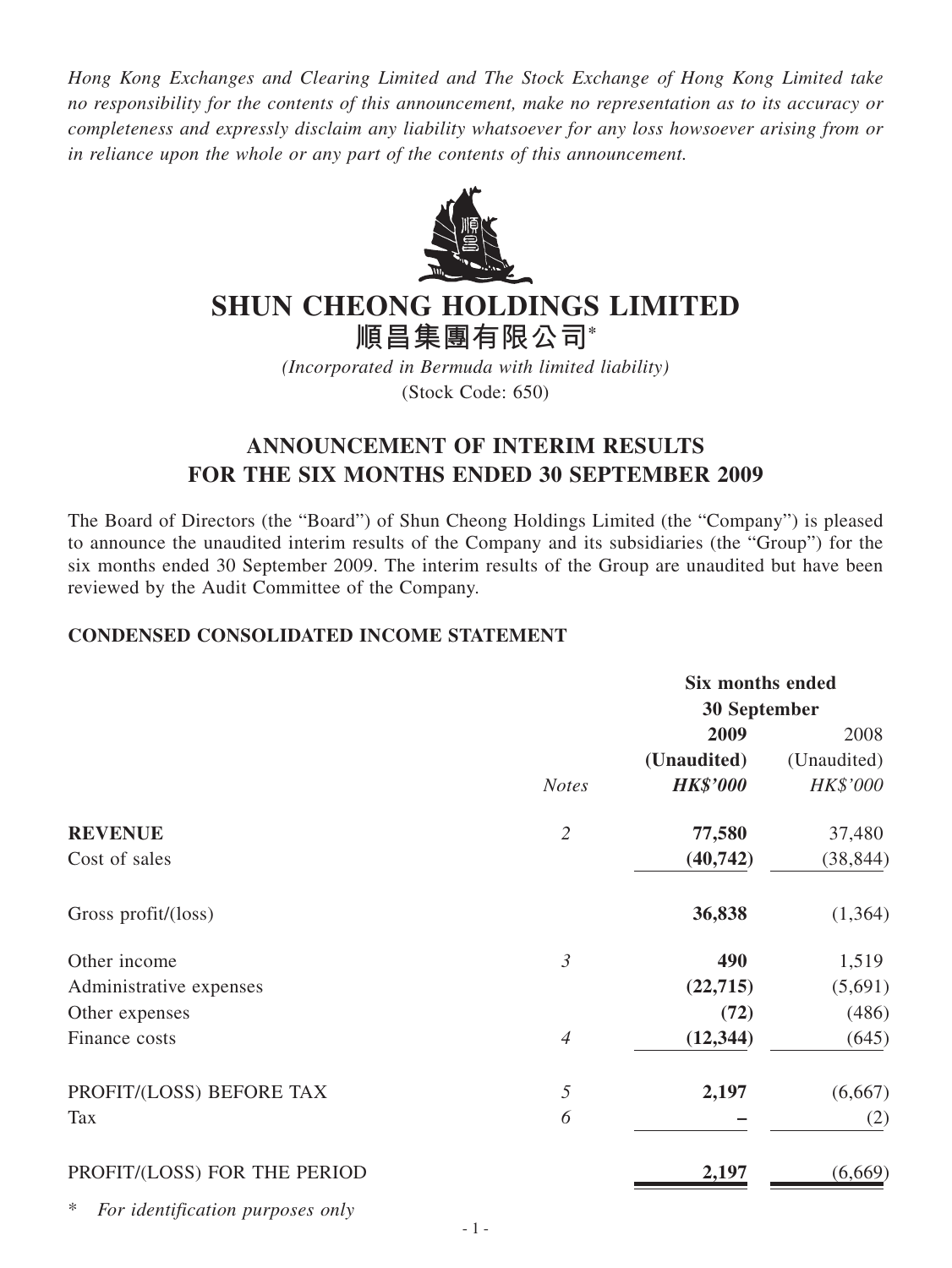*Hong Kong Exchanges and Clearing Limited and The Stock Exchange of Hong Kong Limited take no responsibility for the contents of this announcement, make no representation as to its accuracy or completeness and expressly disclaim any liability whatsoever for any loss howsoever arising from or in reliance upon the whole or any part of the contents of this announcement.*

# SHUN CHEONG HOLDINGS LIMITED
# 順昌集團有限公司*

*(Incorporated in Bermuda with limited liability)*
(Stock Code: 650)

## ANNOUNCEMENT OF INTERIM RESULTS FOR THE SIX MONTHS ENDED 30 SEPTEMBER 2009

The Board of Directors (the "Board") of Shun Cheong Holdings Limited (the "Company") is pleased to announce the unaudited interim results of the Company and its subsidiaries (the "Group") for the six months ended 30 September 2009. The interim results of the Group are unaudited but have been reviewed by the Audit Committee of the Company.

### CONDENSED CONSOLIDATED INCOME STATEMENT

| | | Six months ended 30 September | |
|---|---|---|---|
| | | **2009** | 2008 |
| | | **(Unaudited)** | (Unaudited) |
| | *Notes* | ***HK$'000*** | *HK$'000* |
| **REVENUE** | *2* | **77,580** | 37,480 |
| Cost of sales | | **(40,742)** | (38,844) |
| Gross profit/(loss) | | **36,838** | (1,364) |
| Other income | *3* | **490** | 1,519 |
| Administrative expenses | | **(22,715)** | (5,691) |
| Other expenses | | **(72)** | (486) |
| Finance costs | *4* | **(12,344)** | (645) |
| PROFIT/(LOSS) BEFORE TAX | *5* | **2,197** | (6,667) |
| Tax | *6* | **–** | (2) |
| PROFIT/(LOSS) FOR THE PERIOD | | **2,197** | (6,669) |

\* *For identification purposes only*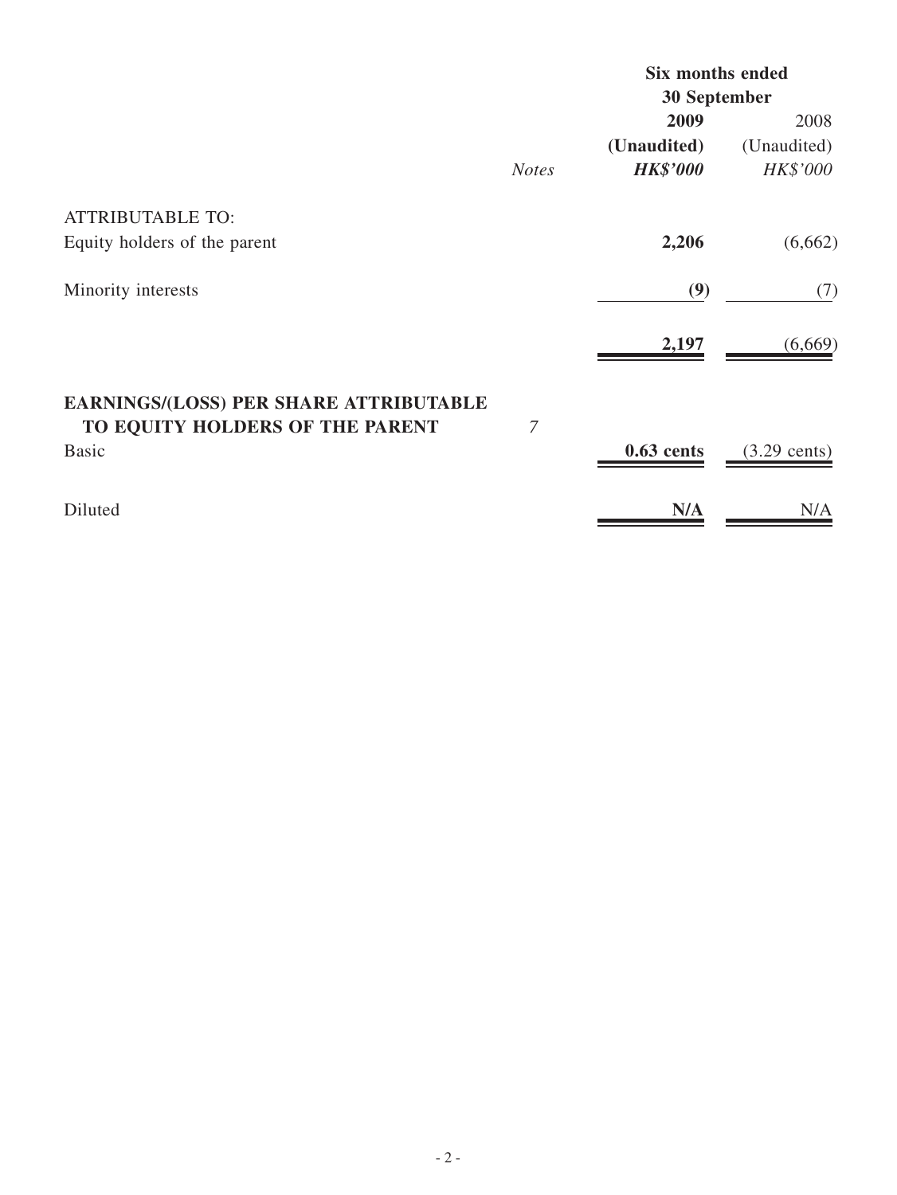| | Notes | Six months ended 30 September 2009 (Unaudited) HK$'000 | Six months ended 30 September 2008 (Unaudited) HK$'000 |
|---|---|---|---|
| ATTRIBUTABLE TO: | | | |
| Equity holders of the parent | | **2,206** | (6,662) |
| Minority interests | | **(9)** | (7) |
| | | **2,197** | (6,669) |
| **EARNINGS/(LOSS) PER SHARE ATTRIBUTABLE TO EQUITY HOLDERS OF THE PARENT** | *7* | | |
| Basic | | **0.63 cents** | (3.29 cents) |
| Diluted | | **N/A** | N/A |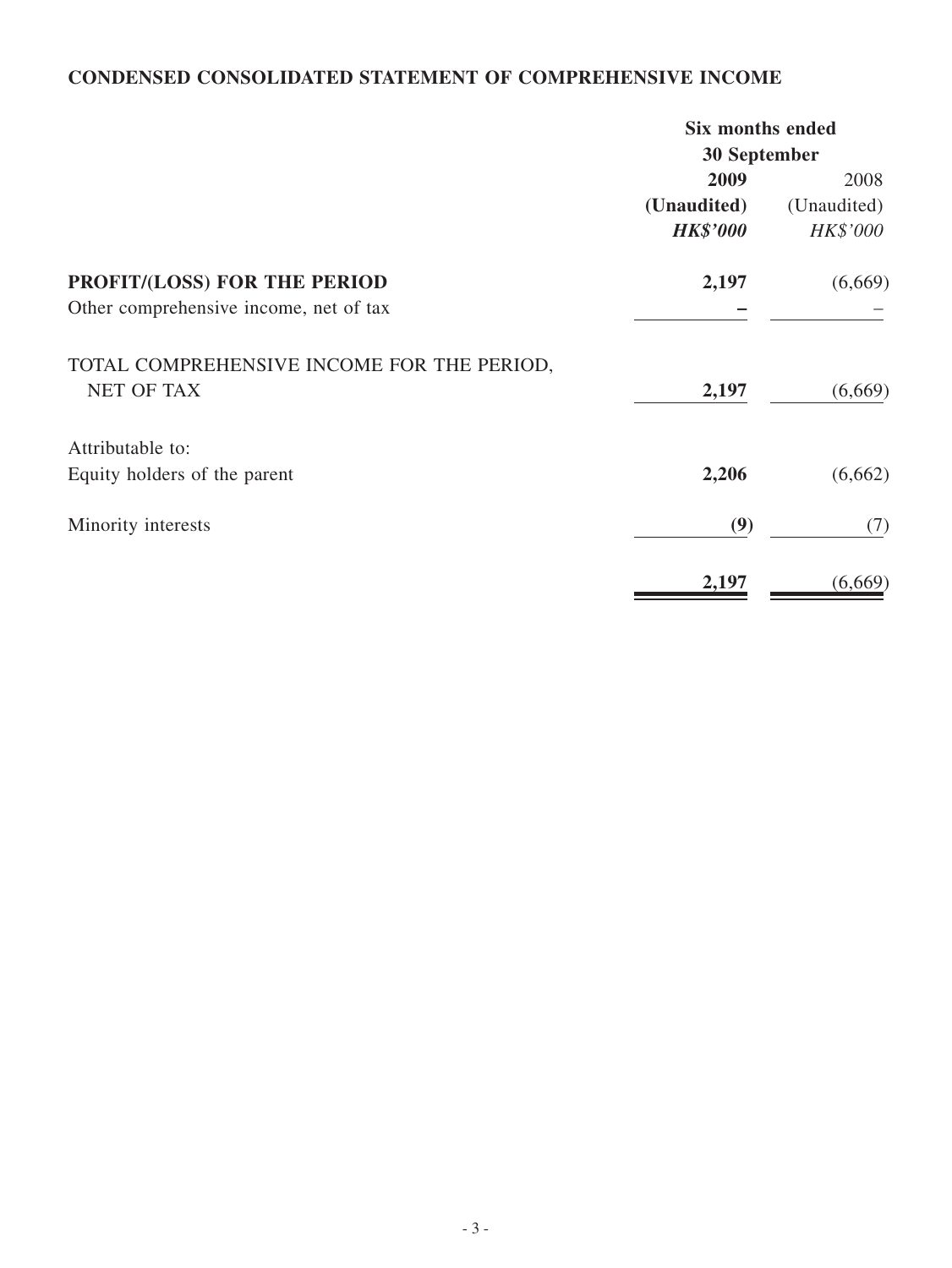## CONDENSED CONSOLIDATED STATEMENT OF COMPREHENSIVE INCOME

| | Six months ended 30 September | |
|---|---|---|
| | **2009** | 2008 |
| | **(Unaudited)** | (Unaudited) |
| | ***HK$'000*** | *HK$'000* |
| **PROFIT/(LOSS) FOR THE PERIOD** | **2,197** | (6,669) |
| Other comprehensive income, net of tax | **–** | – |
| TOTAL COMPREHENSIVE INCOME FOR THE PERIOD, NET OF TAX | **2,197** | (6,669) |
| Attributable to: | | |
| Equity holders of the parent | **2,206** | (6,662) |
| Minority interests | **(9)** | (7) |
| | **2,197** | (6,669) |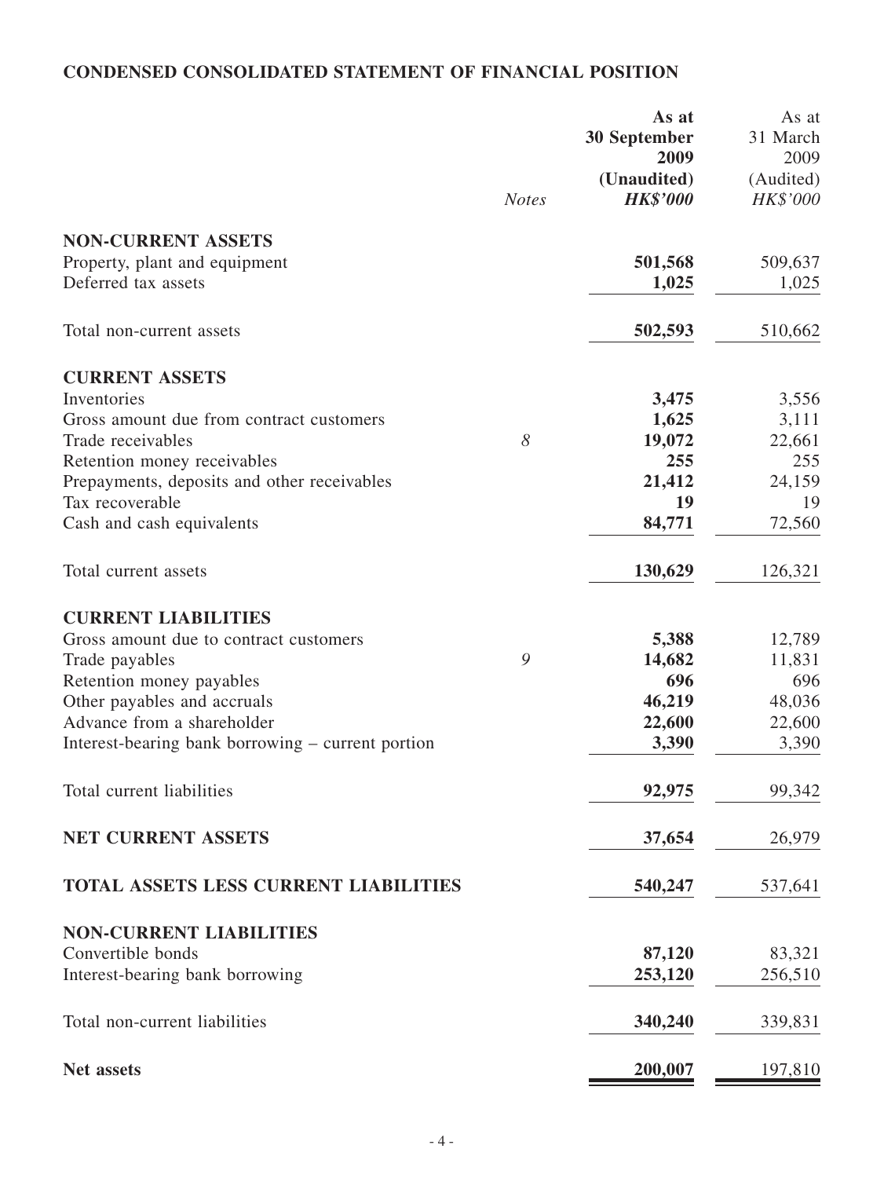## CONDENSED CONSOLIDATED STATEMENT OF FINANCIAL POSITION

| | *Notes* | **As at 30 September 2009 (Unaudited) *HK$'000*** | As at 31 March 2009 (Audited) *HK$'000* |
|---|---|---|---|
| **NON-CURRENT ASSETS** | | | |
| Property, plant and equipment | | **501,568** | 509,637 |
| Deferred tax assets | | **1,025** | 1,025 |
| Total non-current assets | | **502,593** | 510,662 |
| **CURRENT ASSETS** | | | |
| Inventories | | **3,475** | 3,556 |
| Gross amount due from contract customers | | **1,625** | 3,111 |
| Trade receivables | *8* | **19,072** | 22,661 |
| Retention money receivables | | **255** | 255 |
| Prepayments, deposits and other receivables | | **21,412** | 24,159 |
| Tax recoverable | | **19** | 19 |
| Cash and cash equivalents | | **84,771** | 72,560 |
| Total current assets | | **130,629** | 126,321 |
| **CURRENT LIABILITIES** | | | |
| Gross amount due to contract customers | | **5,388** | 12,789 |
| Trade payables | *9* | **14,682** | 11,831 |
| Retention money payables | | **696** | 696 |
| Other payables and accruals | | **46,219** | 48,036 |
| Advance from a shareholder | | **22,600** | 22,600 |
| Interest-bearing bank borrowing – current portion | | **3,390** | 3,390 |
| Total current liabilities | | **92,975** | 99,342 |
| **NET CURRENT ASSETS** | | **37,654** | 26,979 |
| **TOTAL ASSETS LESS CURRENT LIABILITIES** | | **540,247** | 537,641 |
| **NON-CURRENT LIABILITIES** | | | |
| Convertible bonds | | **87,120** | 83,321 |
| Interest-bearing bank borrowing | | **253,120** | 256,510 |
| Total non-current liabilities | | **340,240** | 339,831 |
| **Net assets** | | **200,007** | 197,810 |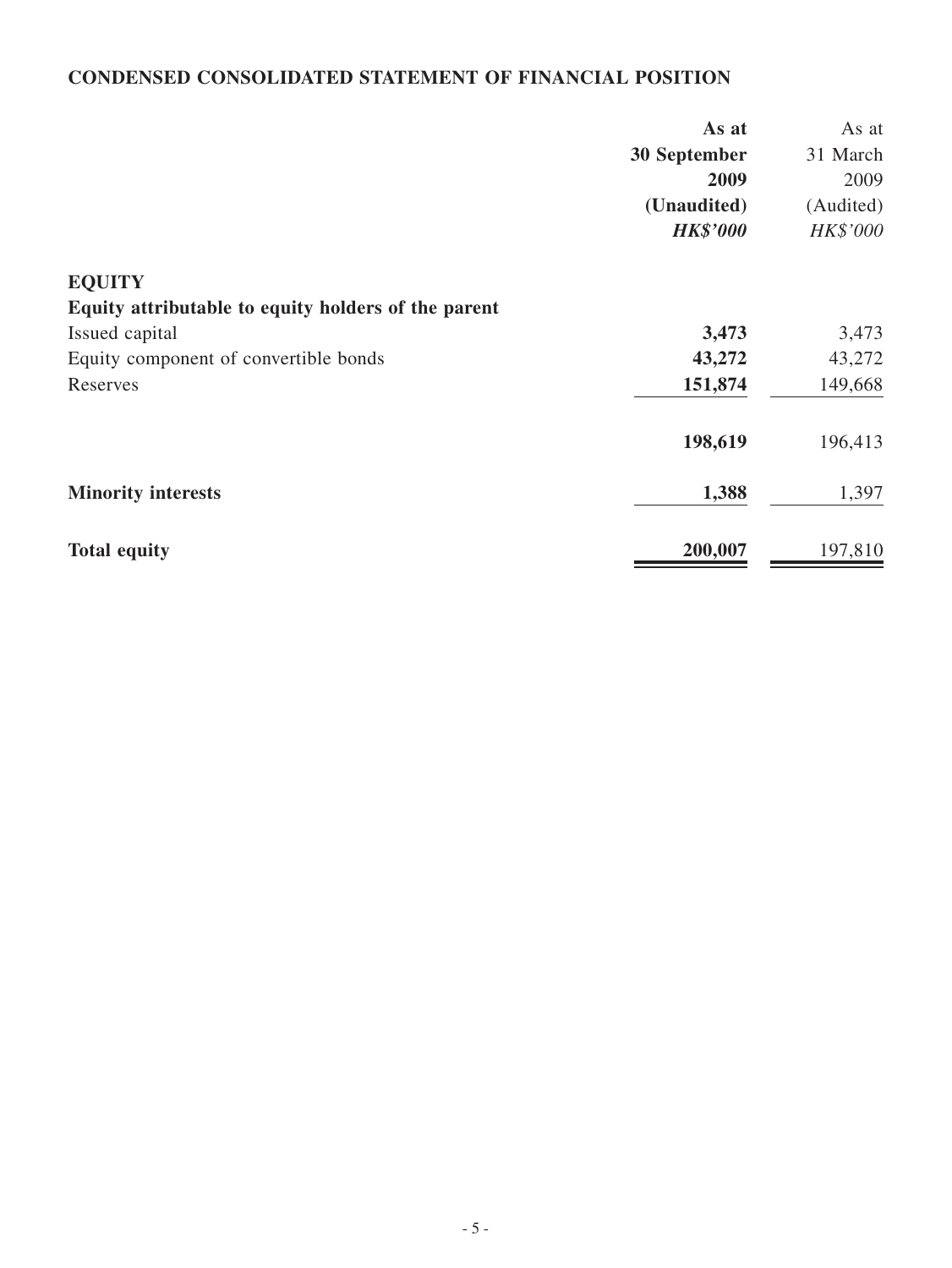**CONDENSED CONSOLIDATED STATEMENT OF FINANCIAL POSITION**

| | **As at 30 September 2009 (Unaudited)** | As at 31 March 2009 (Audited) |
|---|---|---|
| | ***HK$'000*** | *HK$'000* |
| **EQUITY** | | |
| **Equity attributable to equity holders of the parent** | | |
| Issued capital | **3,473** | 3,473 |
| Equity component of convertible bonds | **43,272** | 43,272 |
| Reserves | **151,874** | 149,668 |
| | **198,619** | 196,413 |
| **Minority interests** | **1,388** | 1,397 |
| **Total equity** | **200,007** | 197,810 |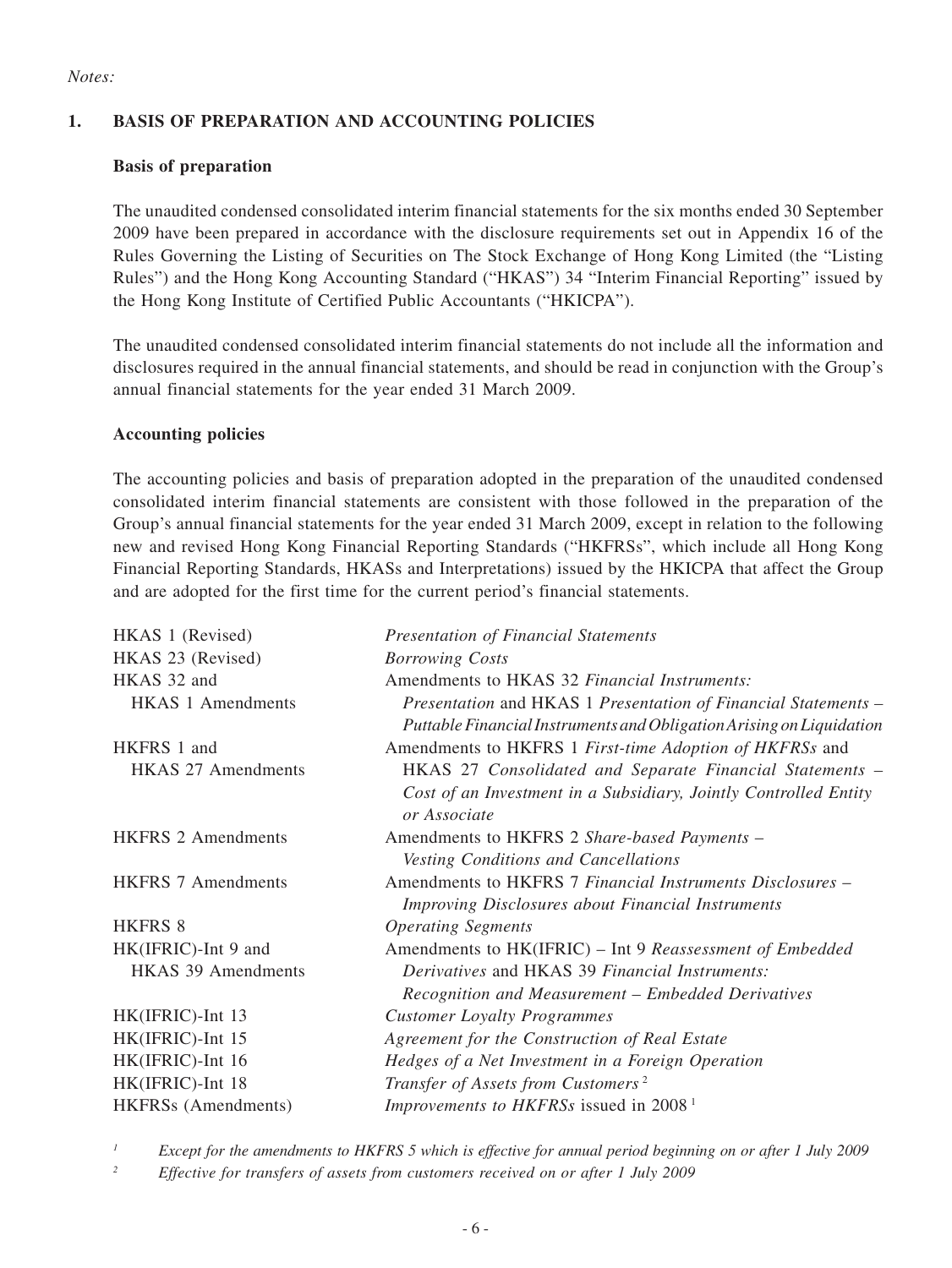*Notes:*

## 1. BASIS OF PREPARATION AND ACCOUNTING POLICIES

### Basis of preparation

The unaudited condensed consolidated interim financial statements for the six months ended 30 September 2009 have been prepared in accordance with the disclosure requirements set out in Appendix 16 of the Rules Governing the Listing of Securities on The Stock Exchange of Hong Kong Limited (the "Listing Rules") and the Hong Kong Accounting Standard ("HKAS") 34 "Interim Financial Reporting" issued by the Hong Kong Institute of Certified Public Accountants ("HKICPA").

The unaudited condensed consolidated interim financial statements do not include all the information and disclosures required in the annual financial statements, and should be read in conjunction with the Group's annual financial statements for the year ended 31 March 2009.

### Accounting policies

The accounting policies and basis of preparation adopted in the preparation of the unaudited condensed consolidated interim financial statements are consistent with those followed in the preparation of the Group's annual financial statements for the year ended 31 March 2009, except in relation to the following new and revised Hong Kong Financial Reporting Standards ("HKFRSs", which include all Hong Kong Financial Reporting Standards, HKASs and Interpretations) issued by the HKICPA that affect the Group and are adopted for the first time for the current period's financial statements.

| | |
|---|---|
| HKAS 1 (Revised) | *Presentation of Financial Statements* |
| HKAS 23 (Revised) | *Borrowing Costs* |
| HKAS 32 and HKAS 1 Amendments | Amendments to HKAS 32 *Financial Instruments: Presentation* and HKAS 1 *Presentation of Financial Statements – Puttable Financial Instruments and Obligation Arising on Liquidation* |
| HKFRS 1 and HKAS 27 Amendments | Amendments to HKFRS 1 *First-time Adoption of HKFRSs* and HKAS 27 *Consolidated and Separate Financial Statements – Cost of an Investment in a Subsidiary, Jointly Controlled Entity or Associate* |
| HKFRS 2 Amendments | Amendments to HKFRS 2 *Share-based Payments – Vesting Conditions and Cancellations* |
| HKFRS 7 Amendments | Amendments to HKFRS 7 *Financial Instruments Disclosures – Improving Disclosures about Financial Instruments* |
| HKFRS 8 | *Operating Segments* |
| HK(IFRIC)-Int 9 and HKAS 39 Amendments | Amendments to HK(IFRIC) – Int 9 *Reassessment of Embedded Derivatives* and HKAS 39 *Financial Instruments: Recognition and Measurement – Embedded Derivatives* |
| HK(IFRIC)-Int 13 | *Customer Loyalty Programmes* |
| HK(IFRIC)-Int 15 | *Agreement for the Construction of Real Estate* |
| HK(IFRIC)-Int 16 | *Hedges of a Net Investment in a Foreign Operation* |
| HK(IFRIC)-Int 18 | *Transfer of Assets from Customers* [2] |
| HKFRSs (Amendments) | *Improvements to HKFRSs* issued in 2008 [1] |

[1] *Except for the amendments to HKFRS 5 which is effective for annual period beginning on or after 1 July 2009*

[2] *Effective for transfers of assets from customers received on or after 1 July 2009*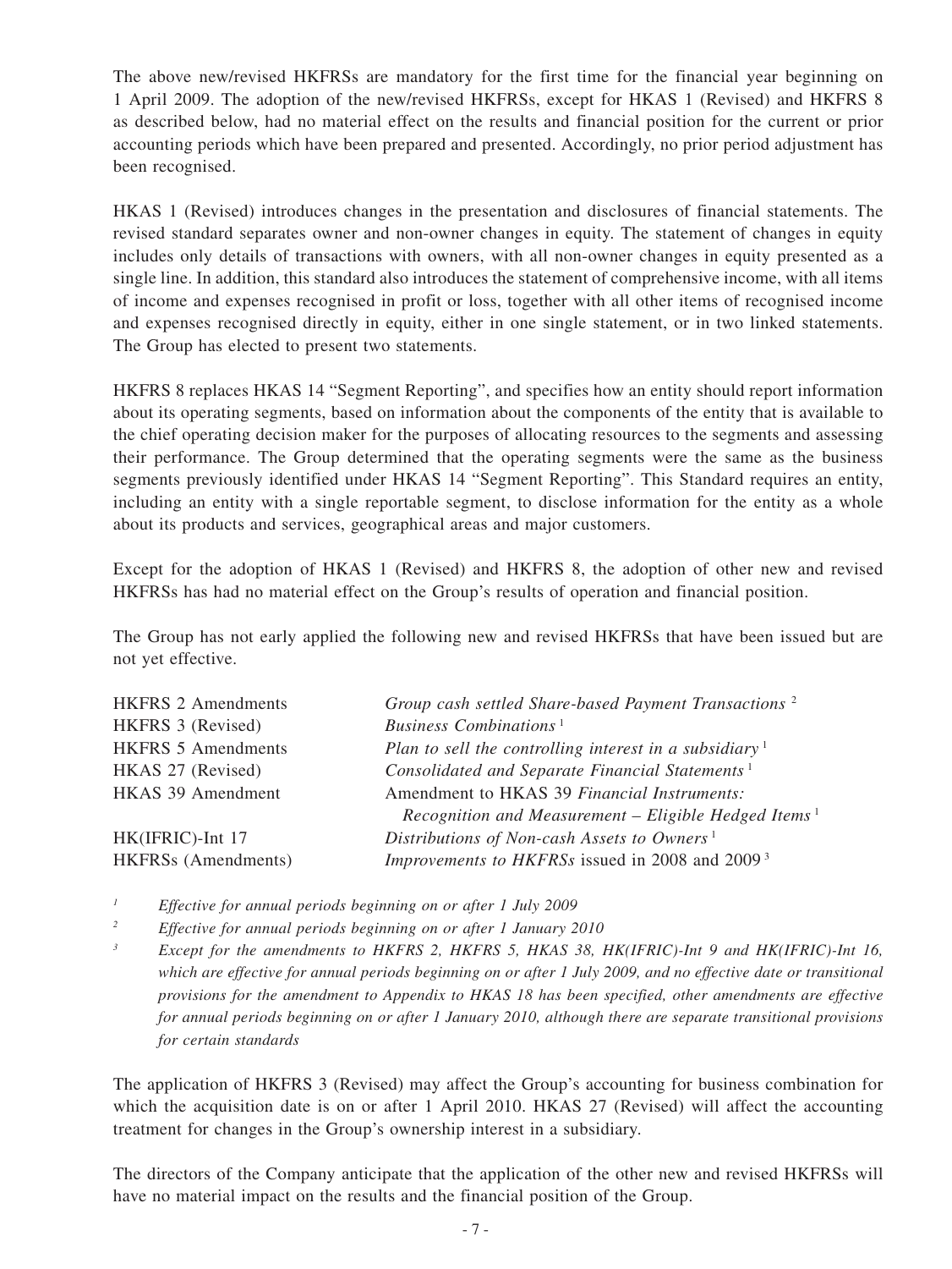The above new/revised HKFRSs are mandatory for the first time for the financial year beginning on 1 April 2009. The adoption of the new/revised HKFRSs, except for HKAS 1 (Revised) and HKFRS 8 as described below, had no material effect on the results and financial position for the current or prior accounting periods which have been prepared and presented. Accordingly, no prior period adjustment has been recognised.

HKAS 1 (Revised) introduces changes in the presentation and disclosures of financial statements. The revised standard separates owner and non-owner changes in equity. The statement of changes in equity includes only details of transactions with owners, with all non-owner changes in equity presented as a single line. In addition, this standard also introduces the statement of comprehensive income, with all items of income and expenses recognised in profit or loss, together with all other items of recognised income and expenses recognised directly in equity, either in one single statement, or in two linked statements. The Group has elected to present two statements.

HKFRS 8 replaces HKAS 14 "Segment Reporting", and specifies how an entity should report information about its operating segments, based on information about the components of the entity that is available to the chief operating decision maker for the purposes of allocating resources to the segments and assessing their performance. The Group determined that the operating segments were the same as the business segments previously identified under HKAS 14 "Segment Reporting". This Standard requires an entity, including an entity with a single reportable segment, to disclose information for the entity as a whole about its products and services, geographical areas and major customers.

Except for the adoption of HKAS 1 (Revised) and HKFRS 8, the adoption of other new and revised HKFRSs has had no material effect on the Group's results of operation and financial position.

The Group has not early applied the following new and revised HKFRSs that have been issued but are not yet effective.

| | |
|---|---|
| HKFRS 2 Amendments | *Group cash settled Share-based Payment Transactions* [2] |
| HKFRS 3 (Revised) | *Business Combinations* [1] |
| HKFRS 5 Amendments | *Plan to sell the controlling interest in a subsidiary* [1] |
| HKAS 27 (Revised) | *Consolidated and Separate Financial Statements* [1] |
| HKAS 39 Amendment | Amendment to HKAS 39 *Financial Instruments: Recognition and Measurement – Eligible Hedged Items* [1] |
| HK(IFRIC)-Int 17 | *Distributions of Non-cash Assets to Owners* [1] |
| HKFRSs (Amendments) | *Improvements to HKFRSs* issued in 2008 and 2009 [3] |

*1 Effective for annual periods beginning on or after 1 July 2009*

*2 Effective for annual periods beginning on or after 1 January 2010*

*3 Except for the amendments to HKFRS 2, HKFRS 5, HKAS 38, HK(IFRIC)-Int 9 and HK(IFRIC)-Int 16, which are effective for annual periods beginning on or after 1 July 2009, and no effective date or transitional provisions for the amendment to Appendix to HKAS 18 has been specified, other amendments are effective for annual periods beginning on or after 1 January 2010, although there are separate transitional provisions for certain standards*

The application of HKFRS 3 (Revised) may affect the Group's accounting for business combination for which the acquisition date is on or after 1 April 2010. HKAS 27 (Revised) will affect the accounting treatment for changes in the Group's ownership interest in a subsidiary.

The directors of the Company anticipate that the application of the other new and revised HKFRSs will have no material impact on the results and the financial position of the Group.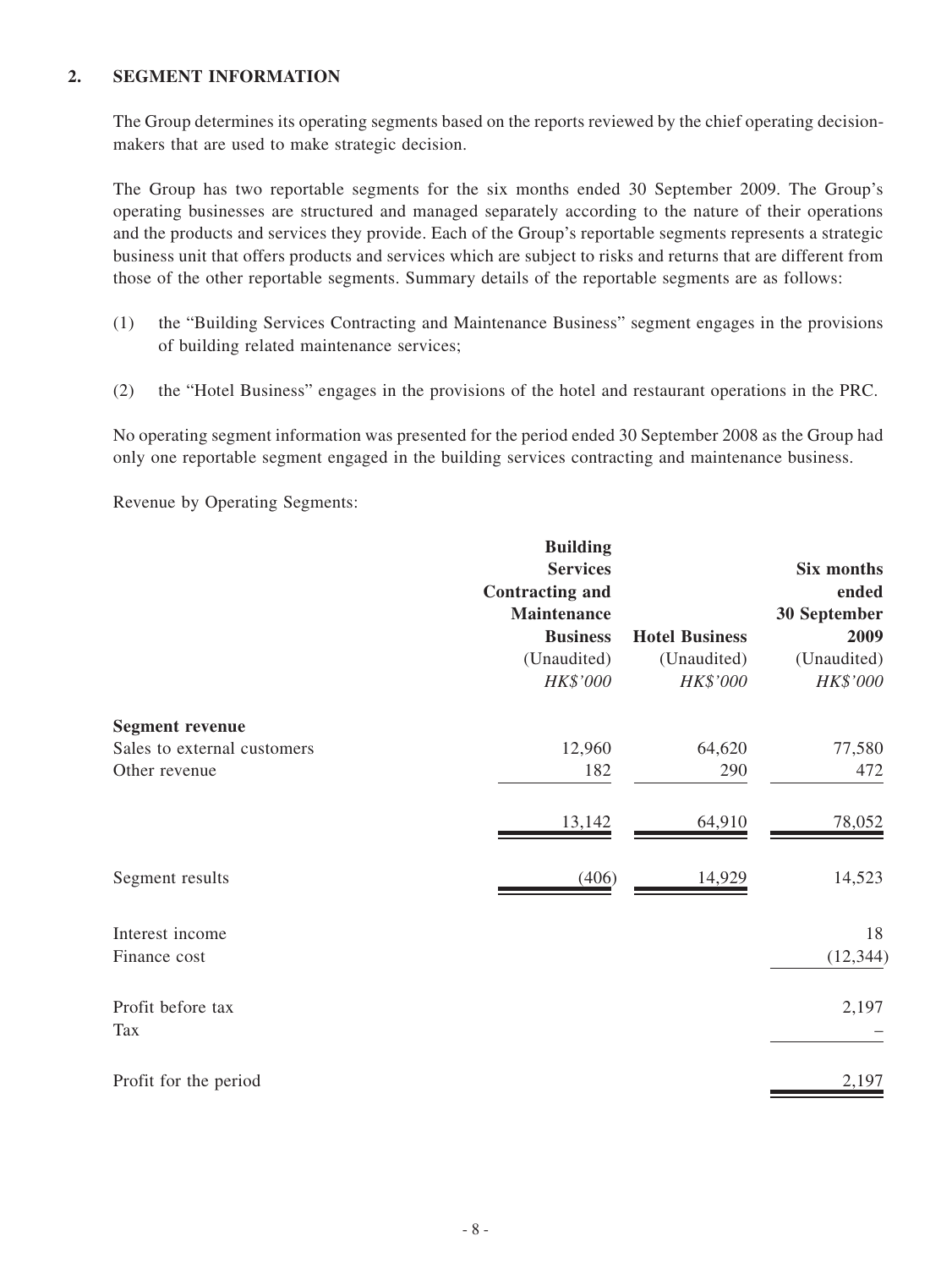## 2. SEGMENT INFORMATION

The Group determines its operating segments based on the reports reviewed by the chief operating decision-makers that are used to make strategic decision.

The Group has two reportable segments for the six months ended 30 September 2009. The Group's operating businesses are structured and managed separately according to the nature of their operations and the products and services they provide. Each of the Group's reportable segments represents a strategic business unit that offers products and services which are subject to risks and returns that are different from those of the other reportable segments. Summary details of the reportable segments are as follows:

(1) the "Building Services Contracting and Maintenance Business" segment engages in the provisions of building related maintenance services;

(2) the "Hotel Business" engages in the provisions of the hotel and restaurant operations in the PRC.

No operating segment information was presented for the period ended 30 September 2008 as the Group had only one reportable segment engaged in the building services contracting and maintenance business.

Revenue by Operating Segments:

| | **Building Services Contracting and Maintenance Business** (Unaudited) *HK$'000* | **Hotel Business** (Unaudited) *HK$'000* | **Six months ended 30 September 2009** (Unaudited) *HK$'000* |
|---|---|---|---|
| **Segment revenue** | | | |
| Sales to external customers | 12,960 | 64,620 | 77,580 |
| Other revenue | 182 | 290 | 472 |
| | 13,142 | 64,910 | 78,052 |
| Segment results | (406) | 14,929 | 14,523 |
| Interest income | | | 18 |
| Finance cost | | | (12,344) |
| Profit before tax | | | 2,197 |
| Tax | | | – |
| Profit for the period | | | 2,197 |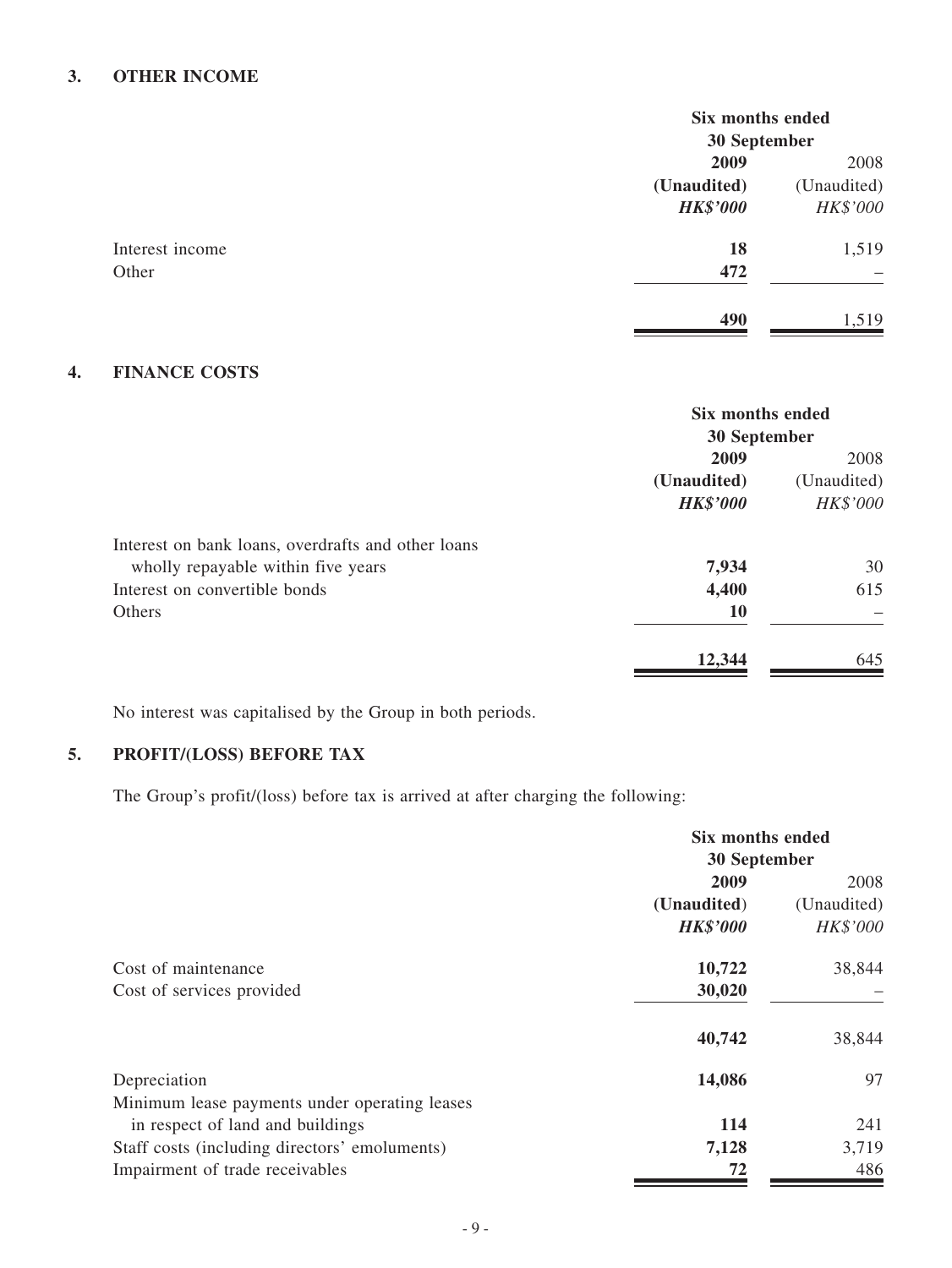## 3. OTHER INCOME

| | Six months ended 30 September | |
|---|---|---|
| | **2009** | 2008 |
| | **(Unaudited)** | (Unaudited) |
| | ***HK$'000*** | *HK$'000* |
| Interest income | **18** | 1,519 |
| Other | **472** | – |
| | **490** | 1,519 |

## 4. FINANCE COSTS

| | Six months ended 30 September | |
|---|---|---|
| | **2009** | 2008 |
| | **(Unaudited)** | (Unaudited) |
| | ***HK$'000*** | *HK$'000* |
| Interest on bank loans, overdrafts and other loans wholly repayable within five years | **7,934** | 30 |
| Interest on convertible bonds | **4,400** | 615 |
| Others | **10** | – |
| | **12,344** | 645 |

No interest was capitalised by the Group in both periods.

## 5. PROFIT/(LOSS) BEFORE TAX

The Group's profit/(loss) before tax is arrived at after charging the following:

| | Six months ended 30 September | |
|---|---|---|
| | **2009** | 2008 |
| | **(Unaudited)** | (Unaudited) |
| | ***HK$'000*** | *HK$'000* |
| Cost of maintenance | **10,722** | 38,844 |
| Cost of services provided | **30,020** | – |
| | **40,742** | 38,844 |
| Depreciation | **14,086** | 97 |
| Minimum lease payments under operating leases in respect of land and buildings | **114** | 241 |
| Staff costs (including directors' emoluments) | **7,128** | 3,719 |
| Impairment of trade receivables | **72** | 486 |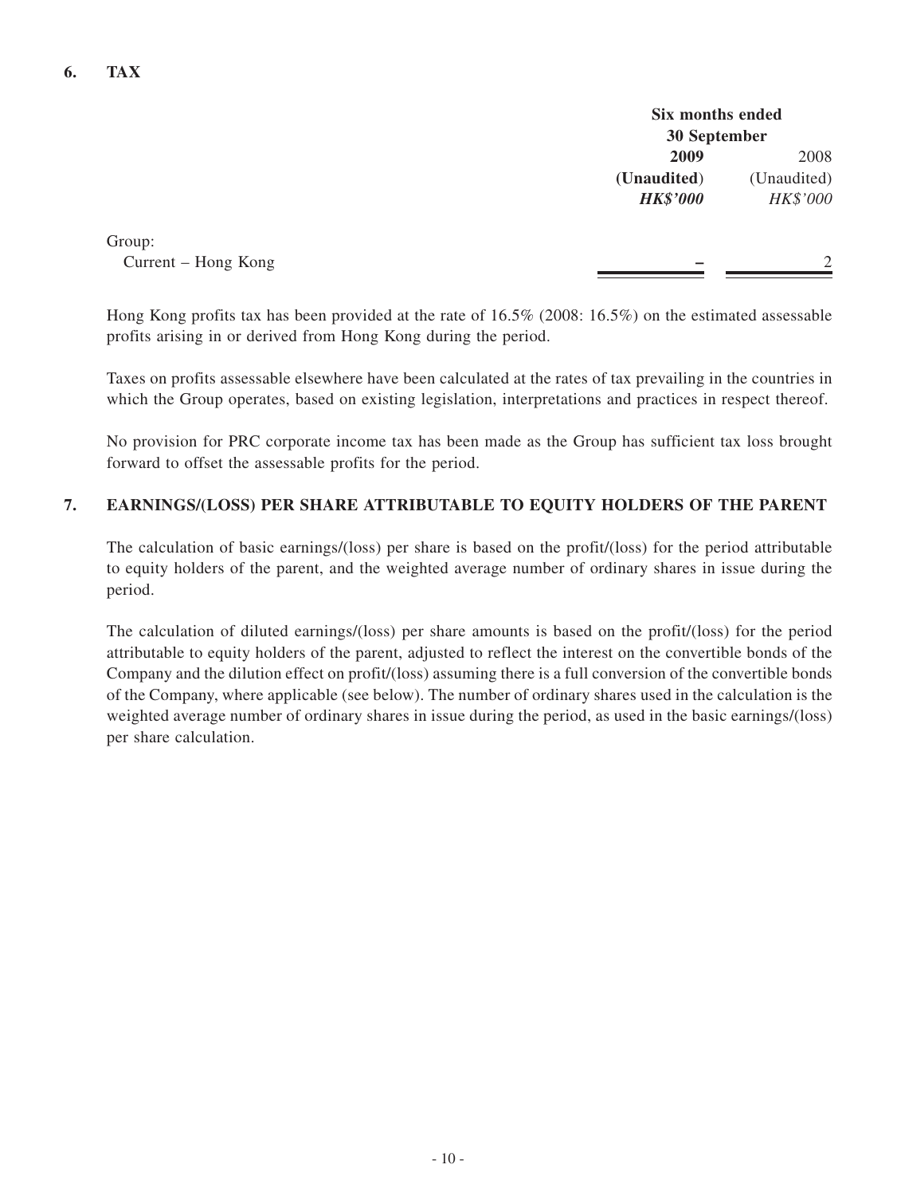## 6. TAX

| | Six months ended 30 September | |
|---|---|---|
| | **2009** | 2008 |
| | **(Unaudited)** | (Unaudited) |
| | ***HK$'000*** | *HK$'000* |
| Group: | | |
| Current – Hong Kong | **–** | 2 |

Hong Kong profits tax has been provided at the rate of 16.5% (2008: 16.5%) on the estimated assessable profits arising in or derived from Hong Kong during the period.

Taxes on profits assessable elsewhere have been calculated at the rates of tax prevailing in the countries in which the Group operates, based on existing legislation, interpretations and practices in respect thereof.

No provision for PRC corporate income tax has been made as the Group has sufficient tax loss brought forward to offset the assessable profits for the period.

## 7. EARNINGS/(LOSS) PER SHARE ATTRIBUTABLE TO EQUITY HOLDERS OF THE PARENT

The calculation of basic earnings/(loss) per share is based on the profit/(loss) for the period attributable to equity holders of the parent, and the weighted average number of ordinary shares in issue during the period.

The calculation of diluted earnings/(loss) per share amounts is based on the profit/(loss) for the period attributable to equity holders of the parent, adjusted to reflect the interest on the convertible bonds of the Company and the dilution effect on profit/(loss) assuming there is a full conversion of the convertible bonds of the Company, where applicable (see below). The number of ordinary shares used in the calculation is the weighted average number of ordinary shares in issue during the period, as used in the basic earnings/(loss) per share calculation.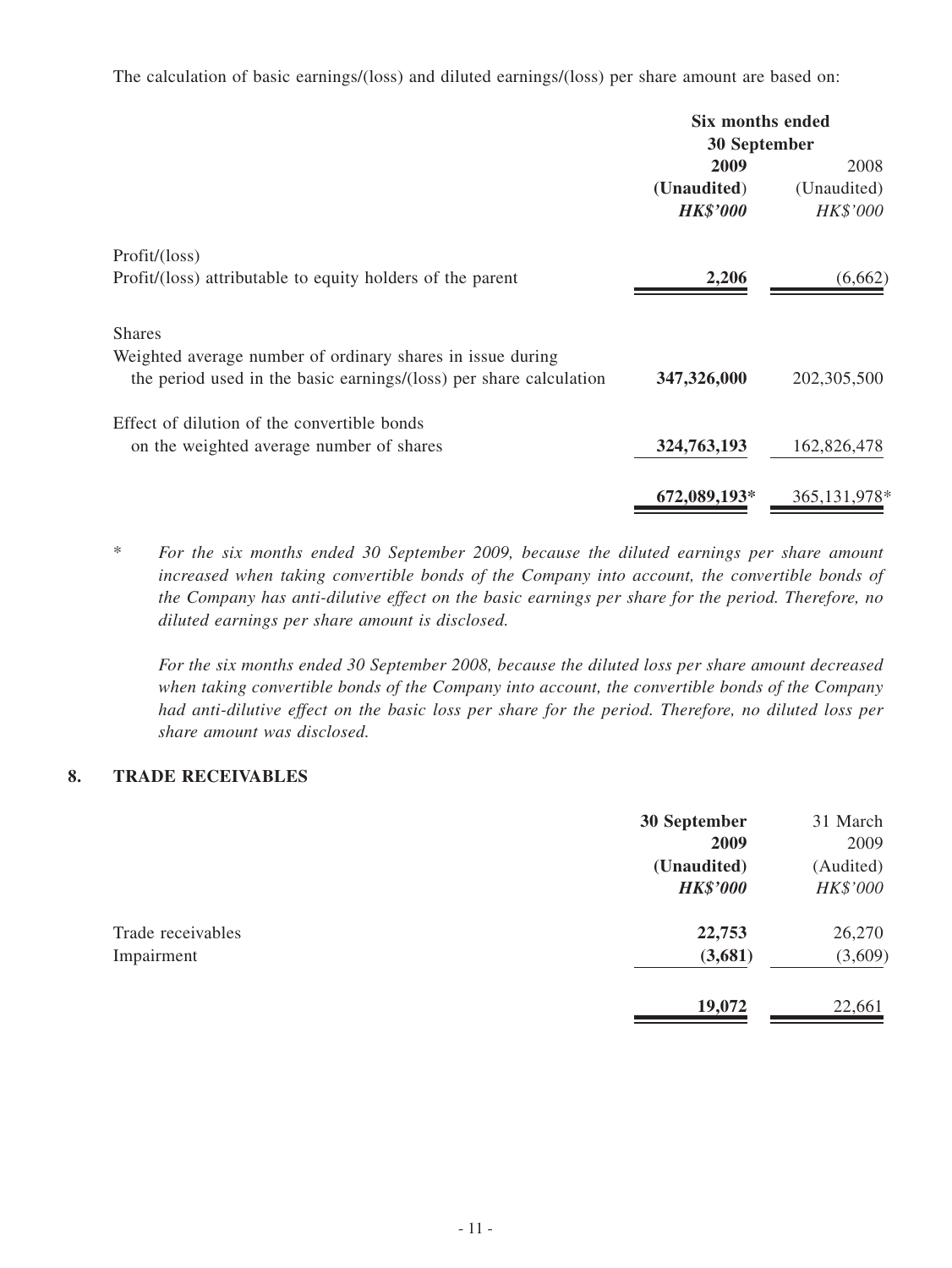The calculation of basic earnings/(loss) and diluted earnings/(loss) per share amount are based on:

| | Six months ended 30 September | |
|---|---|---|
| | **2009** | 2008 |
| | **(Unaudited)** | (Unaudited) |
| | ***HK$'000*** | *HK$'000* |
| Profit/(loss) | | |
| Profit/(loss) attributable to equity holders of the parent | **2,206** | (6,662) |
| Shares | | |
| Weighted average number of ordinary shares in issue during the period used in the basic earnings/(loss) per share calculation | **347,326,000** | 202,305,500 |
| Effect of dilution of the convertible bonds on the weighted average number of shares | **324,763,193** | 162,826,478 |
| | **672,089,193*** | 365,131,978* |

\* *For the six months ended 30 September 2009, because the diluted earnings per share amount increased when taking convertible bonds of the Company into account, the convertible bonds of the Company has anti-dilutive effect on the basic earnings per share for the period. Therefore, no diluted earnings per share amount is disclosed.*

*For the six months ended 30 September 2008, because the diluted loss per share amount decreased when taking convertible bonds of the Company into account, the convertible bonds of the Company had anti-dilutive effect on the basic loss per share for the period. Therefore, no diluted loss per share amount was disclosed.*

## 8. TRADE RECEIVABLES

| | **30 September 2009** | 31 March 2009 |
|---|---|---|
| | **(Unaudited)** | (Audited) |
| | ***HK$'000*** | *HK$'000* |
| Trade receivables | **22,753** | 26,270 |
| Impairment | **(3,681)** | (3,609) |
| | **19,072** | 22,661 |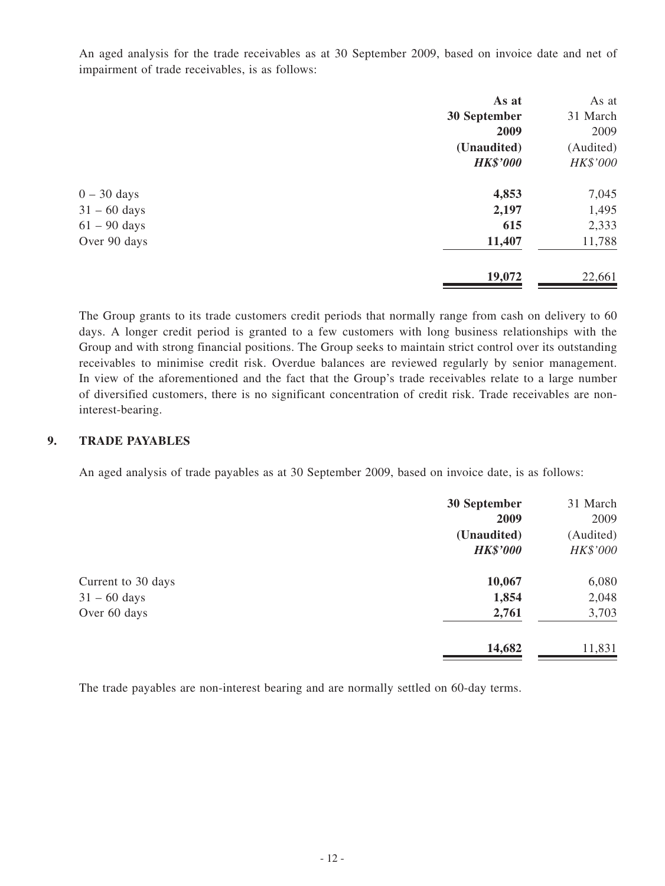An aged analysis for the trade receivables as at 30 September 2009, based on invoice date and net of impairment of trade receivables, is as follows:

| | **As at 30 September 2009 (Unaudited)** | As at 31 March 2009 (Audited) |
|---|---|---|
| | ***HK$'000*** | *HK$'000* |
| 0 – 30 days | **4,853** | 7,045 |
| 31 – 60 days | **2,197** | 1,495 |
| 61 – 90 days | **615** | 2,333 |
| Over 90 days | **11,407** | 11,788 |
| | **19,072** | 22,661 |

The Group grants to its trade customers credit periods that normally range from cash on delivery to 60 days. A longer credit period is granted to a few customers with long business relationships with the Group and with strong financial positions. The Group seeks to maintain strict control over its outstanding receivables to minimise credit risk. Overdue balances are reviewed regularly by senior management. In view of the aforementioned and the fact that the Group's trade receivables relate to a large number of diversified customers, there is no significant concentration of credit risk. Trade receivables are non-interest-bearing.

## 9. TRADE PAYABLES

An aged analysis of trade payables as at 30 September 2009, based on invoice date, is as follows:

| | **30 September 2009 (Unaudited)** | 31 March 2009 (Audited) |
|---|---|---|
| | ***HK$'000*** | *HK$'000* |
| Current to 30 days | **10,067** | 6,080 |
| 31 – 60 days | **1,854** | 2,048 |
| Over 60 days | **2,761** | 3,703 |
| | **14,682** | 11,831 |

The trade payables are non-interest bearing and are normally settled on 60-day terms.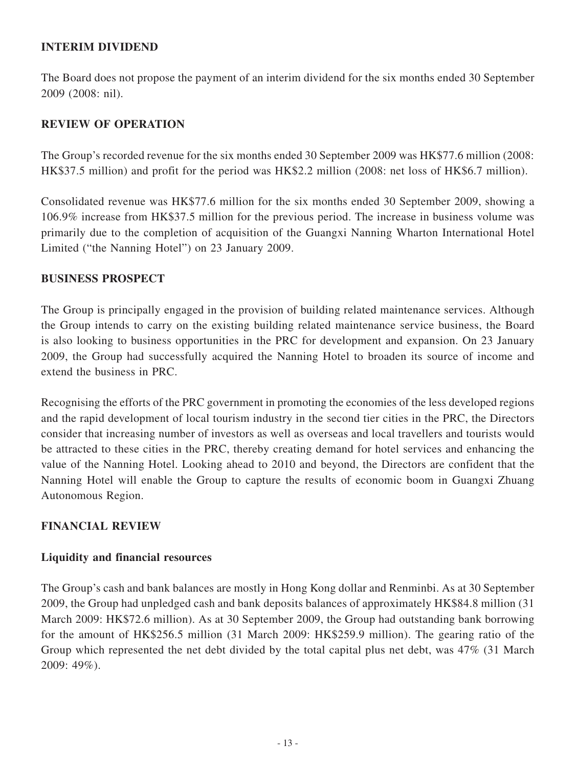## INTERIM DIVIDEND

The Board does not propose the payment of an interim dividend for the six months ended 30 September 2009 (2008: nil).

## REVIEW OF OPERATION

The Group's recorded revenue for the six months ended 30 September 2009 was HK$77.6 million (2008: HK$37.5 million) and profit for the period was HK$2.2 million (2008: net loss of HK$6.7 million).

Consolidated revenue was HK$77.6 million for the six months ended 30 September 2009, showing a 106.9% increase from HK$37.5 million for the previous period. The increase in business volume was primarily due to the completion of acquisition of the Guangxi Nanning Wharton International Hotel Limited ("the Nanning Hotel") on 23 January 2009.

## BUSINESS PROSPECT

The Group is principally engaged in the provision of building related maintenance services. Although the Group intends to carry on the existing building related maintenance service business, the Board is also looking to business opportunities in the PRC for development and expansion. On 23 January 2009, the Group had successfully acquired the Nanning Hotel to broaden its source of income and extend the business in PRC.

Recognising the efforts of the PRC government in promoting the economies of the less developed regions and the rapid development of local tourism industry in the second tier cities in the PRC, the Directors consider that increasing number of investors as well as overseas and local travellers and tourists would be attracted to these cities in the PRC, thereby creating demand for hotel services and enhancing the value of the Nanning Hotel. Looking ahead to 2010 and beyond, the Directors are confident that the Nanning Hotel will enable the Group to capture the results of economic boom in Guangxi Zhuang Autonomous Region.

## FINANCIAL REVIEW

### Liquidity and financial resources

The Group's cash and bank balances are mostly in Hong Kong dollar and Renminbi. As at 30 September 2009, the Group had unpledged cash and bank deposits balances of approximately HK$84.8 million (31 March 2009: HK$72.6 million). As at 30 September 2009, the Group had outstanding bank borrowing for the amount of HK$256.5 million (31 March 2009: HK$259.9 million). The gearing ratio of the Group which represented the net debt divided by the total capital plus net debt, was 47% (31 March 2009: 49%).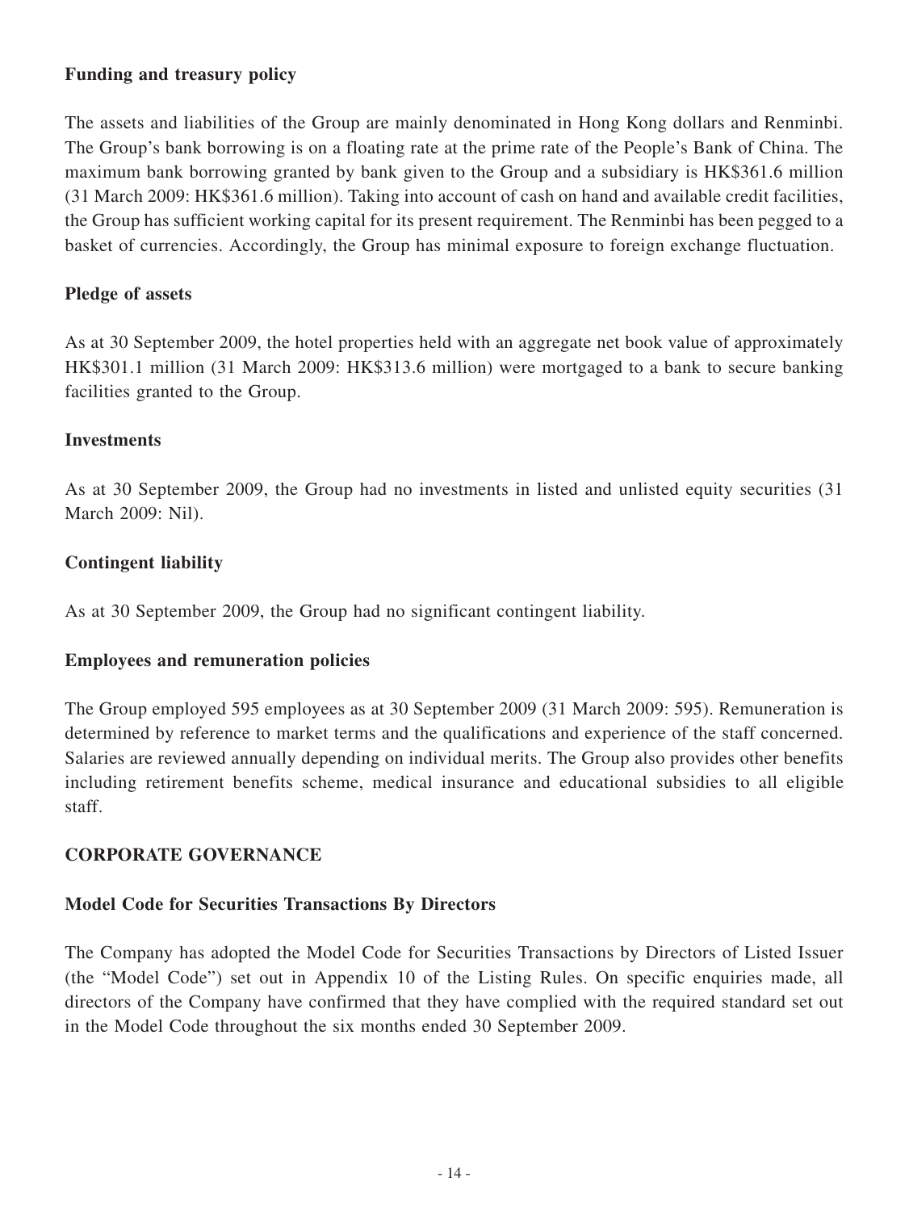### Funding and treasury policy

The assets and liabilities of the Group are mainly denominated in Hong Kong dollars and Renminbi. The Group's bank borrowing is on a floating rate at the prime rate of the People's Bank of China. The maximum bank borrowing granted by bank given to the Group and a subsidiary is HK$361.6 million (31 March 2009: HK$361.6 million). Taking into account of cash on hand and available credit facilities, the Group has sufficient working capital for its present requirement. The Renminbi has been pegged to a basket of currencies. Accordingly, the Group has minimal exposure to foreign exchange fluctuation.

### Pledge of assets

As at 30 September 2009, the hotel properties held with an aggregate net book value of approximately HK$301.1 million (31 March 2009: HK$313.6 million) were mortgaged to a bank to secure banking facilities granted to the Group.

### Investments

As at 30 September 2009, the Group had no investments in listed and unlisted equity securities (31 March 2009: Nil).

### Contingent liability

As at 30 September 2009, the Group had no significant contingent liability.

### Employees and remuneration policies

The Group employed 595 employees as at 30 September 2009 (31 March 2009: 595). Remuneration is determined by reference to market terms and the qualifications and experience of the staff concerned. Salaries are reviewed annually depending on individual merits. The Group also provides other benefits including retirement benefits scheme, medical insurance and educational subsidies to all eligible staff.

## CORPORATE GOVERNANCE

### Model Code for Securities Transactions By Directors

The Company has adopted the Model Code for Securities Transactions by Directors of Listed Issuer (the "Model Code") set out in Appendix 10 of the Listing Rules. On specific enquiries made, all directors of the Company have confirmed that they have complied with the required standard set out in the Model Code throughout the six months ended 30 September 2009.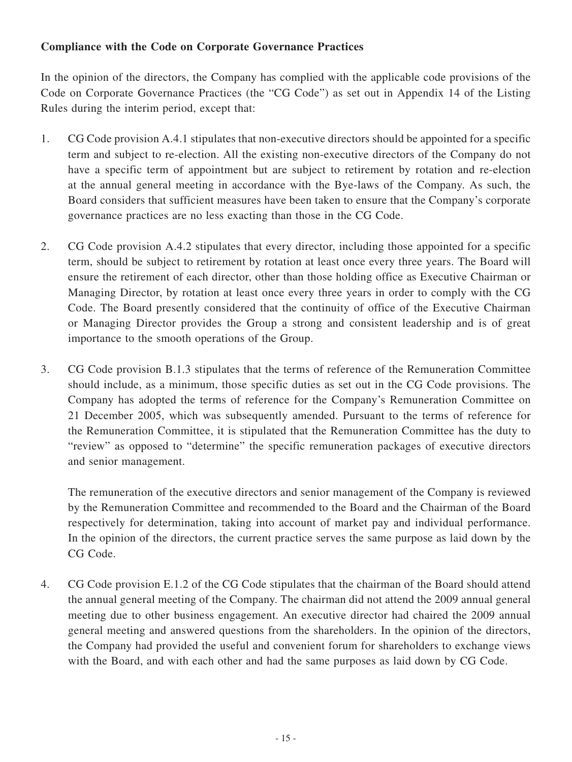**Compliance with the Code on Corporate Governance Practices**

In the opinion of the directors, the Company has complied with the applicable code provisions of the Code on Corporate Governance Practices (the "CG Code") as set out in Appendix 14 of the Listing Rules during the interim period, except that:

1. CG Code provision A.4.1 stipulates that non-executive directors should be appointed for a specific term and subject to re-election. All the existing non-executive directors of the Company do not have a specific term of appointment but are subject to retirement by rotation and re-election at the annual general meeting in accordance with the Bye-laws of the Company. As such, the Board considers that sufficient measures have been taken to ensure that the Company's corporate governance practices are no less exacting than those in the CG Code.

2. CG Code provision A.4.2 stipulates that every director, including those appointed for a specific term, should be subject to retirement by rotation at least once every three years. The Board will ensure the retirement of each director, other than those holding office as Executive Chairman or Managing Director, by rotation at least once every three years in order to comply with the CG Code. The Board presently considered that the continuity of office of the Executive Chairman or Managing Director provides the Group a strong and consistent leadership and is of great importance to the smooth operations of the Group.

3. CG Code provision B.1.3 stipulates that the terms of reference of the Remuneration Committee should include, as a minimum, those specific duties as set out in the CG Code provisions. The Company has adopted the terms of reference for the Company's Remuneration Committee on 21 December 2005, which was subsequently amended. Pursuant to the terms of reference for the Remuneration Committee, it is stipulated that the Remuneration Committee has the duty to "review" as opposed to "determine" the specific remuneration packages of executive directors and senior management.

   The remuneration of the executive directors and senior management of the Company is reviewed by the Remuneration Committee and recommended to the Board and the Chairman of the Board respectively for determination, taking into account of market pay and individual performance. In the opinion of the directors, the current practice serves the same purpose as laid down by the CG Code.

4. CG Code provision E.1.2 of the CG Code stipulates that the chairman of the Board should attend the annual general meeting of the Company. The chairman did not attend the 2009 annual general meeting due to other business engagement. An executive director had chaired the 2009 annual general meeting and answered questions from the shareholders. In the opinion of the directors, the Company had provided the useful and convenient forum for shareholders to exchange views with the Board, and with each other and had the same purposes as laid down by CG Code.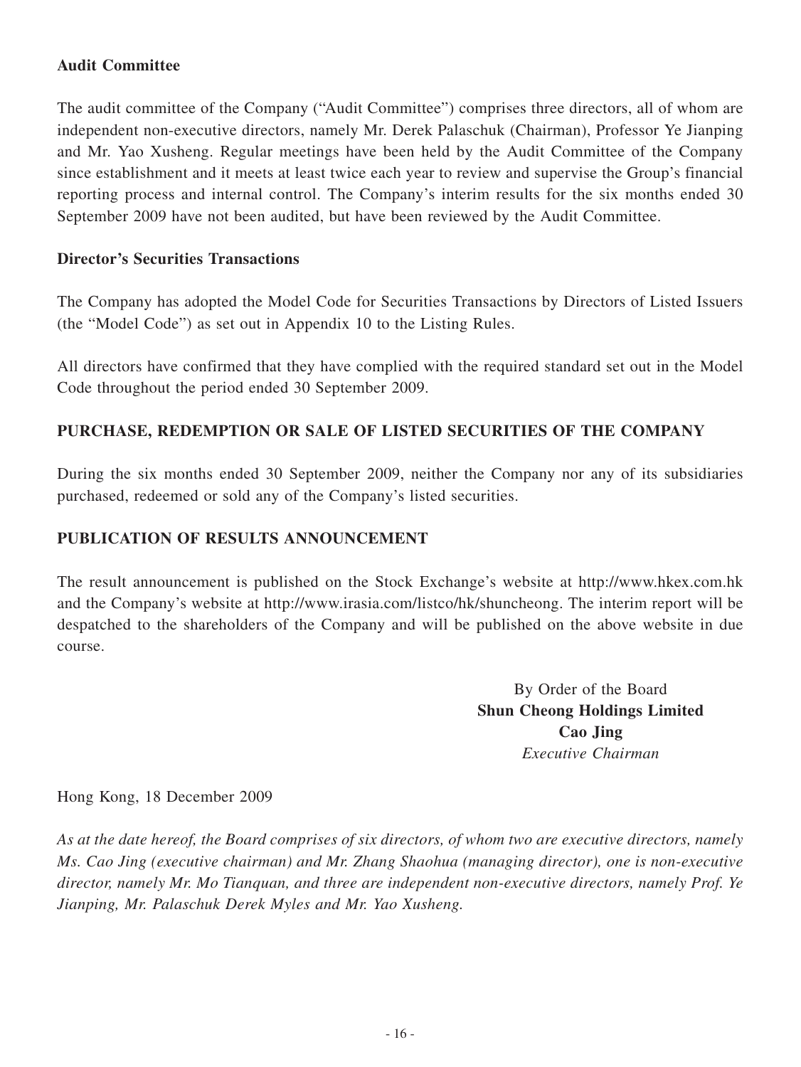### Audit Committee

The audit committee of the Company ("Audit Committee") comprises three directors, all of whom are independent non-executive directors, namely Mr. Derek Palaschuk (Chairman), Professor Ye Jianping and Mr. Yao Xusheng. Regular meetings have been held by the Audit Committee of the Company since establishment and it meets at least twice each year to review and supervise the Group's financial reporting process and internal control. The Company's interim results for the six months ended 30 September 2009 have not been audited, but have been reviewed by the Audit Committee.

### Director's Securities Transactions

The Company has adopted the Model Code for Securities Transactions by Directors of Listed Issuers (the "Model Code") as set out in Appendix 10 to the Listing Rules.

All directors have confirmed that they have complied with the required standard set out in the Model Code throughout the period ended 30 September 2009.

## PURCHASE, REDEMPTION OR SALE OF LISTED SECURITIES OF THE COMPANY

During the six months ended 30 September 2009, neither the Company nor any of its subsidiaries purchased, redeemed or sold any of the Company's listed securities.

## PUBLICATION OF RESULTS ANNOUNCEMENT

The result announcement is published on the Stock Exchange's website at http://www.hkex.com.hk and the Company's website at http://www.irasia.com/listco/hk/shuncheong. The interim report will be despatched to the shareholders of the Company and will be published on the above website in due course.

By Order of the Board
**Shun Cheong Holdings Limited**
**Cao Jing**
*Executive Chairman*

Hong Kong, 18 December 2009

*As at the date hereof, the Board comprises of six directors, of whom two are executive directors, namely Ms. Cao Jing (executive chairman) and Mr. Zhang Shaohua (managing director), one is non-executive director, namely Mr. Mo Tianquan, and three are independent non-executive directors, namely Prof. Ye Jianping, Mr. Palaschuk Derek Myles and Mr. Yao Xusheng.*